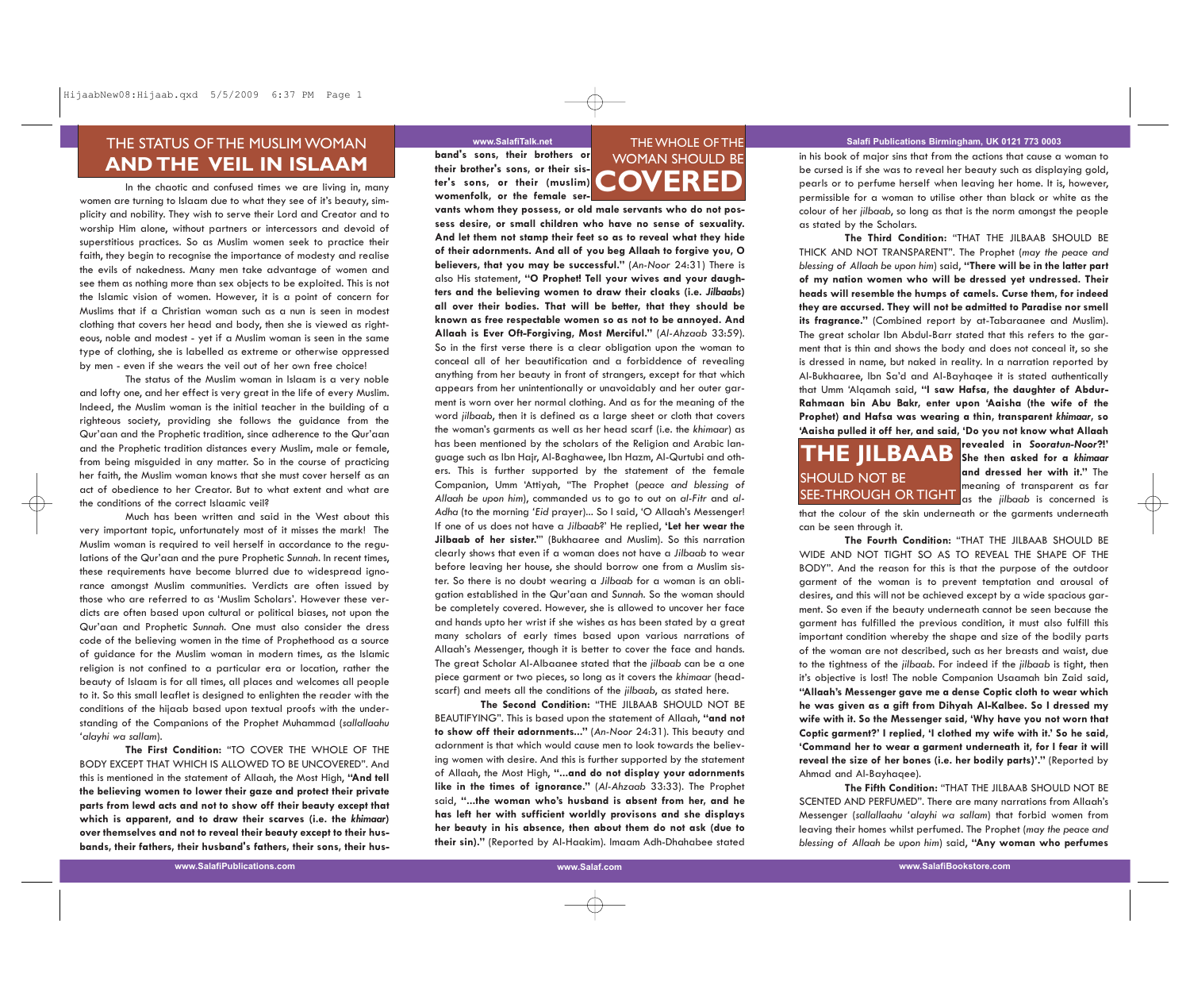# THE STATUS OF THE MUSLIM WOMAN AND THE VEIL IN ISLAAM

In the chaotic and confused times we are living in, many women are turning to Islaam due to what they see of it's beauty, simplicity and nobility. They wish to serve their Lord and Creator and to worship Him alone, without partners or intercessors and devoid of superstitious practices. So as Muslim women seek to practice their faith, they begin to recognise the importance of modesty and realise the evils of nakedness. Many men take advantage of women and see them as nothing more than sex objects to be exploited. This is not the Islamic vision of women. However, it is a point of concern for Muslims that if a Christian woman such as a nun is seen in modest clothing that covers her head and body, then she is viewed as righteous, noble and modest - yet if a Muslim woman is seen in the same type of clothing, she is labelled as extreme or otherwise oppressed by men - even if she wears the veil out of her own free choice!

The status of the Muslim woman in Islaam is a very noble and lofty one, and her effect is very great in the life of every Muslim. Indeed, the Muslim woman is the initial teacher in the building of a righteous society, providing she follows the guidance from the Qur'aan and the Prophetic tradition, since adherence to the Qur'aan and the Prophetic tradition distances every Muslim, male or female, from being misguided in any matter. So in the course of practicing her faith, the Muslim woman knows that she must cover herself as an act of obedience to her Creator. But to what extent and what are the conditions of the correct Islaamic veil?

Much has been written and said in the West about this very important topic, unfortunately most of it misses the mark! The Muslim woman is required to veil herself in accordance to the regulations of the Qur'aan and the pure Prophetic *Sunnah*. In recent times, these requirements have become blurred due to widespread ignorance amongst Muslim communities. Verdicts are often issued by those who are referred to as 'Muslim Scholars'. However these verdicts are often based upon cultural or political biases, not upon the Qur'aan and Prophetic *Sunnah*. One must also consider the dress code of the believing women in the time of Prophethood as a source of guidance for the Muslim woman in modern times, as the Islamic religion is not confined to a particular era or location, rather the beauty of Islaam is for all times, all places and welcomes all people to it. So this small leaflet is designed to enlighten the reader with the conditions of the hijaab based upon textual proofs with the understanding of the Companions of the Prophet Muhammad (*sallallaahu 'alayhi wa sallam*).

## THE WHOLE OF THE WOMAN SHOULD BE COVERED

**The First Condition:** "TO COVER THE WHOLE OF THE BODY EXCEPT THAT WHICH IS ALLOWED TO BE UNCOVERED". And this is mentioned in the statement of Allaah, the Most High, **"And tell the believing women to lower their gaze and protect their private parts from lewd acts and not to show off their beauty except that which is apparent, and to draw their scarves (i.e. the *khimaar*) over themselves and not to reveal their beauty except to their husbands, their fathers, their husband's fathers, their sons, their husband's sons, their brothers or their brother's sons, or their sister's sons, or their (muslim) womenfolk, or the female servants whom they possess, or old male servants who do not possess desire, or small children who have no sense of sexuality. And let them not stamp their feet so as to reveal what they hide of their adornments. And all of you beg Allaah to forgive you, O believers, that you may be successful."** (*An-Noor* 24:31) There is also His statement, **"O Prophet! Tell your wives and your daughters and the believing women to draw their cloaks (i.e. *Jilbaabs*) all over their bodies. That will be better, that they should be known as free respectable women so as not to be annoyed. And Allaah is Ever Oft-Forgiving, Most Merciful."** (*Al-Ahzaab* 33:59). So in the first verse there is a clear obligation upon the woman to conceal all of her beautification and a forbiddence of revealing anything from her beauty in front of strangers, except for that which appears from her unintentionally or unavoidably and her outer garment is worn over her normal clothing. And as for the meaning of the word *jilbaab*, then it is defined as a large sheet or cloth that covers the woman's garments as well as her head scarf (i.e. the *khimaar*) as has been mentioned by the scholars of the Religion and Arabic language such as Ibn Hajr, Al-Baghawee, Ibn Hazm, Al-Qurtubi and others. This is further supported by the statement of the female Companion, Umm 'Attiyah, "The Prophet (*peace and blessing of Allaah be upon him*), commanded us to go to out on *al-Fitr* and *al-Adha* (to the morning '*Eid* prayer)... So I said, 'O Allaah's Messenger! If one of us does not have a *Jilbaab*?' He replied, **'Let her wear the Jilbaab of her sister.'**" (Bukhaaree and Muslim). So this narration clearly shows that even if a woman does not have a *Jilbaab* to wear before leaving her house, she should borrow one from a Muslim sister. So there is no doubt wearing a *Jilbaab* for a woman is an obligation established in the Qur'aan and *Sunnah*. So the woman should be completely covered. However, she is allowed to uncover her face and hands upto her wrist if she wishes as has been stated by a great many scholars of early times based upon various narrations of Allaah's Messenger, though it is better to cover the face and hands. The great Scholar Al-Albaanee stated that the *jilbaab* can be a one piece garment or two pieces, so long as it covers the *khimaar* (headscarf) and meets all the conditions of the *jilbaab*, as stated here.

**The Second Condition:** "THE JILBAAB SHOULD NOT BE BEAUTIFYING". This is based upon the statement of Allaah, **"and not to show off their adornments..."** (*An-Noor* 24:31). This beauty and adornment is that which would cause men to look towards the believing women with desire. And this is further supported by the statement of Allaah, the Most High, **"...and do not display your adornments like in the times of ignorance."** (*Al-Ahzaab* 33:33). The Prophet said, **"...the woman who's husband is absent from her, and he has left her with sufficient worldly provisons and she displays her beauty in his absence, then about them do not ask (due to their sin)."** (Reported by Al-Haakim). Imaam Adh-Dhahabee stated in his book of major sins that from the actions that cause a woman to be cursed is if she was to reveal her beauty such as displaying gold, pearls or to perfume herself when leaving her home. It is, however, permissible for a woman to utilise other than black or white as the colour of her *jilbaab*, so long as that is the norm amongst the people as stated by the Scholars.

## THE JILBAAB SHOULD NOT BE SEE-THROUGH OR TIGHT

**The Third Condition:** "THAT THE JILBAAB SHOULD BE THICK AND NOT TRANSPARENT". The Prophet (*may the peace and blessing of Allaah be upon him*) said, **"There will be in the latter part of my nation women who will be dressed yet undressed. Their heads will resemble the humps of camels. Curse them, for indeed they are accursed. They will not be admitted to Paradise nor smell its fragrance."** (Combined report by at-Tabaraanee and Muslim). The great scholar Ibn Abdul-Barr stated that this refers to the garment that is thin and shows the body and does not conceal it, so she is dressed in name, but naked in reality. In a narration reported by Al-Bukhaaree, Ibn Sa'd and Al-Bayhaqee it is stated authentically that Umm 'Alqamah said, **"I saw Hafsa, the daughter of Abdur-Rahmaan bin Abu Bakr, enter upon 'Aisha (the wife of the Prophet) and Hafsa was wearing a thin, transparent *khimaar*, so 'Aaisha pulled it off her, and said, 'Do you not know what Allaah revealed in *Sooratun-Noor*?!' She then asked for a *khimaar* and dressed her with it."** The meaning of transparent as far as the *jilbaab* is concerned is that the colour of the skin underneath or the garments underneath can be seen through it.

**The Fourth Condition:** "THAT THE JILBAAB SHOULD BE WIDE AND NOT TIGHT SO AS TO REVEAL THE SHAPE OF THE BODY". And the reason for this is that the purpose of the outdoor garment of the woman is to prevent temptation and arousal of desires, and this will not be achieved except by a wide spacious garment. So even if the beauty underneath cannot be seen because the garment has fulfilled the previous condition, it must also fulfill this important condition whereby the shape and size of the bodily parts of the woman are not described, such as her breasts and waist, due to the tightness of the *jilbaab*. For indeed if the *jilbaab* is tight, then it's objective is lost! The noble Companion Usaamah bin Zaid said, **"Allaah's Messenger gave me a dense Coptic cloth to wear which he was given as a gift from Dihyah Al-Kalbee. So I dressed my wife with it. So the Messenger said, 'Why have you not worn that Coptic garment?' I replied, 'I clothed my wife with it.' So he said, 'Command her to wear a garment underneath it, for I fear it will reveal the size of her bones (i.e. her bodily parts)'."** (Reported by Ahmad and Al-Bayhaqee).

**The Fifth Condition:** "THAT THE JILBAAB SHOULD NOT BE SCENTED AND PERFUMED". There are many narrations from Allaah's Messenger (*sallallaahu 'alayhi wa sallam*) that forbid women from leaving their homes whilst perfumed. The Prophet (*may the peace and blessing of Allaah be upon him*) said, **"Any woman who perfumes**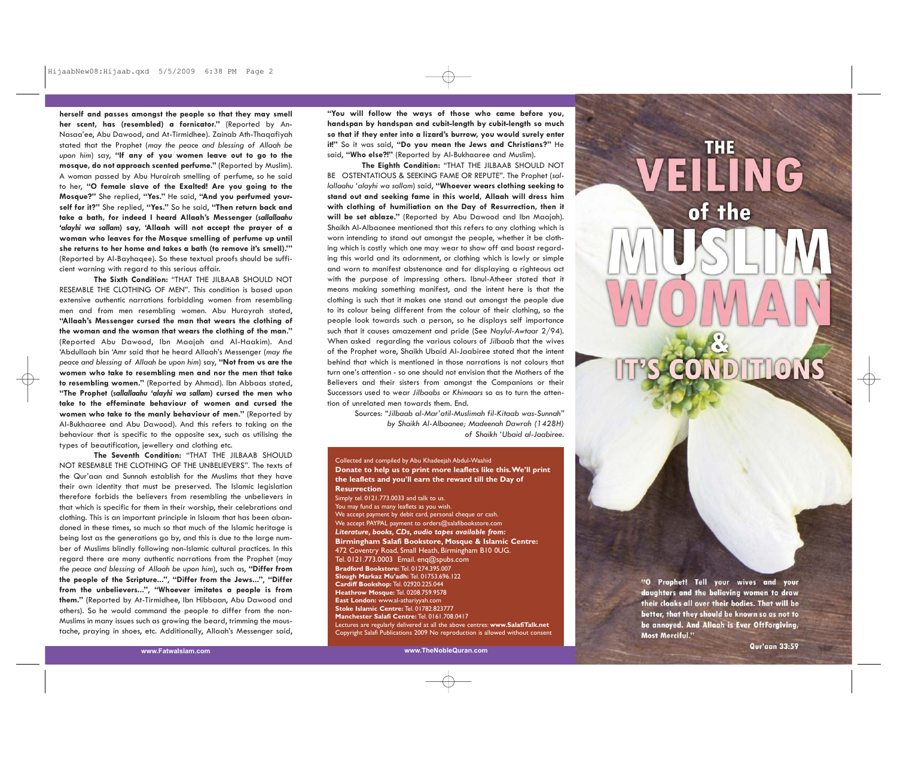**herself and passes amongst the people so that they may smell her scent, has (resembled) a fornicator."** (Reported by An-Nasaa'ee, Abu Dawood, and At-Tirmidhee). Zainab Ath-Thaqafiyah stated that the Prophet (*may the peace and blessing of Allaah be upon him*) say, **"If any of you women leave out to go to the mosque, do not approach scented perfume."** (Reported by Muslim). A woman passed by Abu Hurairah smelling of perfume, so he said to her, **"O female slave of the Exalted! Are you going to the Mosque?"** She replied, **"Yes."** He said, **"And you perfumed yourself for it?"** She replied, **"Yes."** So he said, **"Then return back and take a bath, for indeed I heard Allaah's Messenger (*sallallaahu 'alayhi wa sallam*) say, 'Allaah will not accept the prayer of a woman who leaves for the Mosque smelling of perfume up until she returns to her home and takes a bath (to remove it's smell).'"** (Reported by Al-Bayhaqee). So these textual proofs should be sufficient warning with regard to this serious affair.

**The Sixth Condition:** "THAT THE JILBAAB SHOULD NOT RESEMBLE THE CLOTHING OF MEN". This condition is based upon extensive authentic narrations forbidding women from resembling men and from men resembling women. Abu Hurayrah stated, **"Allaah's Messenger cursed the man that wears the clothing of the woman and the woman that wears the clothing of the man."** (Reported Abu Dawood, Ibn Maajah and Al-Haakim). And 'Abdullaah bin 'Amr said that he heard Allaah's Messenger (*may the peace and blessing of Allaah be upon him*) say, **"Not from us are the women who take to resembling men and nor the men that take to resembling women."** (Reported by Ahmad). Ibn Abbaas stated, **"The Prophet (*sallallaahu 'alayhi wa sallam*) cursed the men who take to the effeminate behaviour of women and cursed the women who take to the manly behaviour of men."** (Reported by Al-Bukhaaree and Abu Dawood). And this refers to taking on the behaviour that is specific to the opposite sex, such as utilising the types of beautification, jewellery and clothing etc.

**The Seventh Condition:** "THAT THE JILBAAB SHOULD NOT RESEMBLE THE CLOTHING OF THE UNBELIEVERS". The texts of the Qur'aan and Sunnah establish for the Muslims that they have their own identity that must be preserved. The Islamic legislation therefore forbids the believers from resembling the unbelievers in that which is specific for them in their worship, their celebrations and clothing. This is an important principle in Islaam that has been abandoned in these times, so much so that much of the Islamic heritage is being lost as the generations go by, and this is due to the large number of Muslims blindly following non-Islamic cultural practices. In this regard there are many authentic narrations from the Prophet (*may the peace and blessing of Allaah be upon him*), such as, **"Differ from the people of the Scripture..."**, **"Differ from the Jews..."**, **"Differ from the unbelievers..."**, **"Whoever imitates a people is from them."** (Reported by At-Tirmidhee, Ibn Hibbaan, Abu Dawood and others). So he would command the people to differ from the non-Muslims in many issues such as growing the beard, trimming the moustache, praying in shoes, etc. Additionally, Allaah's Messenger said, **"You will follow the ways of those who came before you, handspan by handspan and cubit-length by cubit-length so much so that if they enter into a lizard's burrow, you would surely enter it!"** So it was said, **"Do you mean the Jews and Christians?"** He said, **"Who else?!"** (Reported by Al-Bukhaaree and Muslim).

**The Eighth Condition:** "THAT THE JILBAAB SHOULD NOT BE OSTENTATIOUS & SEEKING FAME OR REPUTE". The Prophet (*sallallaahu 'alayhi wa sallam*) said, **"Whoever wears clothing seeking to stand out and seeking fame in this world, Allaah will dress him with clothing of humiliation on the Day of Resurrection, then it will be set ablaze."** (Reported by Abu Dawood and Ibn Maajah). Shaikh Al-Albaanee mentioned that this refers to any clothing which is worn intending to stand out amongst the people, whether it be clothing which is costly which one may wear to show off and boast regarding this world and its adornment, or clothing which is lowly or simple and worn to manifest abstenance and for displaying a righteous act with the purpose of impressing others. Ibnul-Atheer stated that it means making something manifest, and the intent here is that the clothing is such that it makes one stand out amongst the people due to its colour being different from the colour of their clothing, so the people look towards such a person, so he displays self importance such that it causes amazement and pride (See *Naylul-Awtaar* 2/94). When asked regarding the various colours of *Jilbaab* that the wives of the Prophet wore, Shaikh Ubaid Al-Jaabiree stated that the intent behind that which is mentioned in those narrations is not colours that turn one's attention - so one should not envision that the Mothers of the Believers and their sisters from amongst the Companions or their Successors used to wear *Jilbaabs* or *Khimaars* so as to turn the attention of unrelated men towards them. End.

Sources: *"Jilbaab al-Mar'atil-Muslimah fil-Kitaab was-Sunnah" by Shaikh Al-Albaanee; Madeenah Dawrah (1428H) of Shaikh 'Ubaid al-Jaabiree.*

Collected and compiled by Abu Khadeejah Abdul-Waahid
**Donate to help us to print more leaflets like this. We'll print the leaflets and you'll earn the reward till the Day of Resurrection**
Simply tel. 0121.773.0033 and talk to us.
You may fund as many leaflets as you wish.
We accept payment by debit card, personal cheque or cash.
We accept PAYPAL payment to orders@salafibookstore.com
***Literature, books, CDs, audio tapes available from:***
**Birmingham Salafi Bookstore, Mosque & Islamic Centre:**
472 Coventry Road, Small Heath, Birmingham B10 0UG.
Tel. 0121.773.0003 Email. enq@spubs.com
**Bradford Bookstore:** Tel. 01274.395.007
**Slough Markaz Mu'adh:** Tel. 01753.696.122
**Cardiff Bookshop:** Tel. 02920.225.044
**Heathrow Mosque:** Tel. 0208.759.9578
**East London:** www.al-athariyyah.com
**Stoke Islamic Centre:** Tel. 01782.823777
**Manchester Salafi Centre:** Tel. 0161.708.0417
Lectures are regularly delivered at all the above centres: **www.SalafiTalk.net**
Copyright Salafi Publications 2009 No reproduction is allowed without consent

www.FatwaIslam.com

www.TheNobleQuran.com

# THE VEILING of the MUSLIM WOMAN & IT'S CONDITIONS

**"O Prophet! Tell your wives and your daughters and the believing women to draw their cloaks all over their bodies. That will be better, that they should be known so as not to be annoyed. And Allaah is Ever OftForgiving, Most Merciful."**

**Qur'aan 33:59**